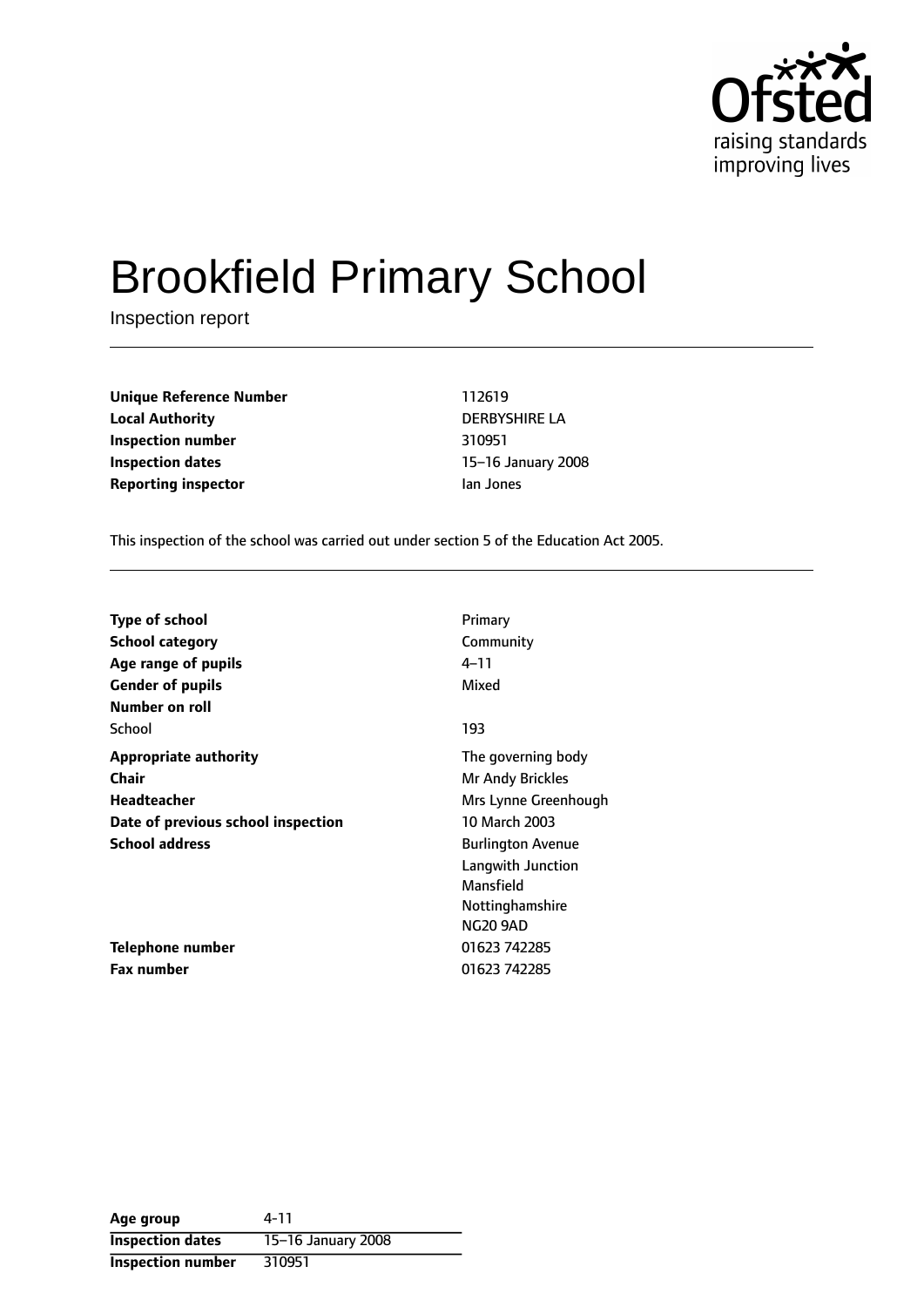Ofsted
raising standards
improving lives

# Brookfield Primary School

Inspection report

| | |
|---|---|
| **Unique Reference Number** | 112619 |
| **Local Authority** | DERBYSHIRE LA |
| **Inspection number** | 310951 |
| **Inspection dates** | 15–16 January 2008 |
| **Reporting inspector** | Ian Jones |

This inspection of the school was carried out under section 5 of the Education Act 2005.

| | |
|---|---|
| **Type of school** | Primary |
| **School category** | Community |
| **Age range of pupils** | 4–11 |
| **Gender of pupils** | Mixed |
| **Number on roll** | |
| School | 193 |
| **Appropriate authority** | The governing body |
| **Chair** | Mr Andy Brickles |
| **Headteacher** | Mrs Lynne Greenhough |
| **Date of previous school inspection** | 10 March 2003 |
| **School address** | Burlington Avenue<br>Langwith Junction<br>Mansfield<br>Nottinghamshire<br>NG20 9AD |
| **Telephone number** | 01623 742285 |
| **Fax number** | 01623 742285 |

| | |
|---|---|
| **Age group** | 4-11 |
| **Inspection dates** | 15–16 January 2008 |
| **Inspection number** | 310951 |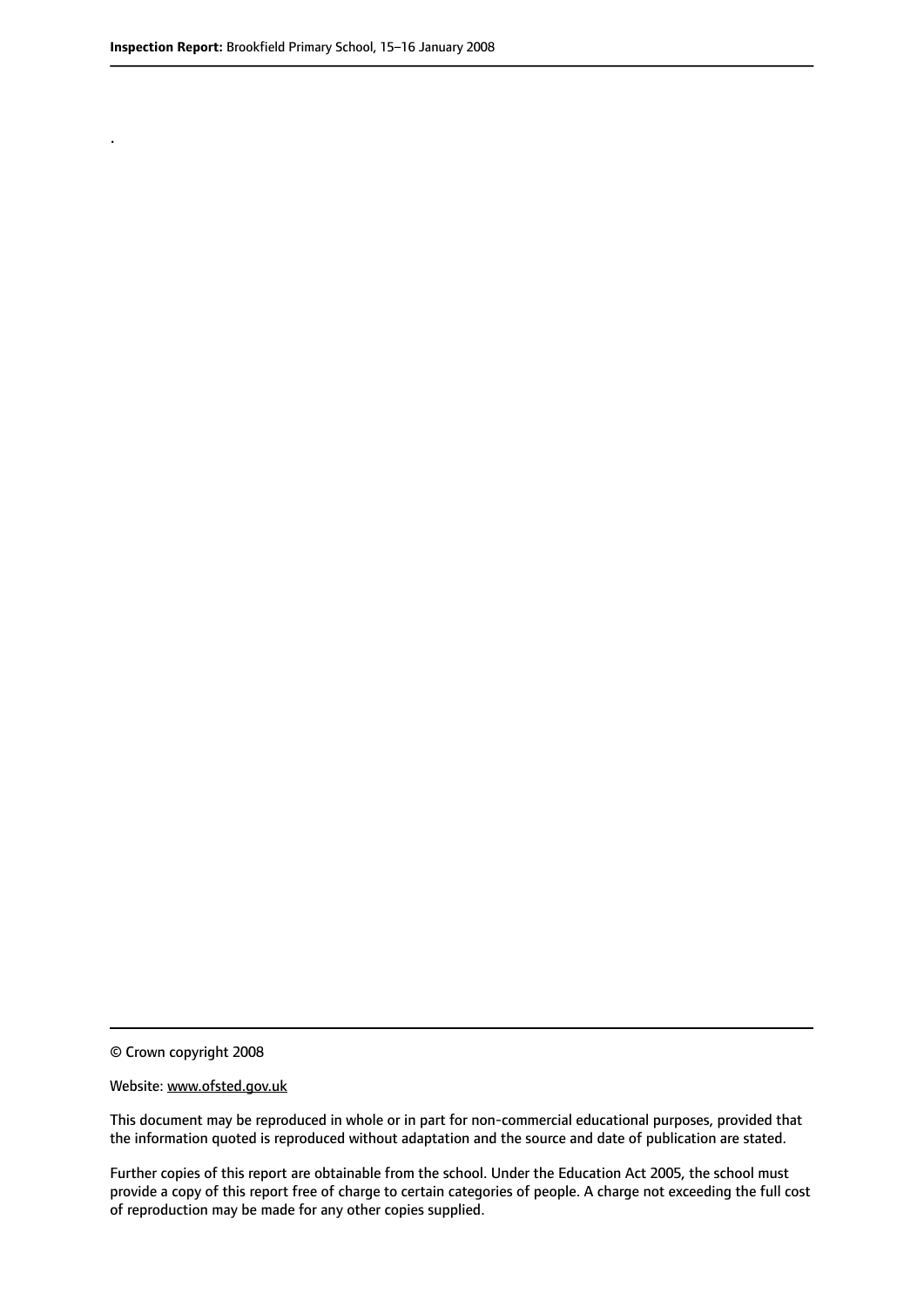.

© Crown copyright 2008

Website: www.ofsted.gov.uk

This document may be reproduced in whole or in part for non-commercial educational purposes, provided that the information quoted is reproduced without adaptation and the source and date of publication are stated.

Further copies of this report are obtainable from the school. Under the Education Act 2005, the school must provide a copy of this report free of charge to certain categories of people. A charge not exceeding the full cost of reproduction may be made for any other copies supplied.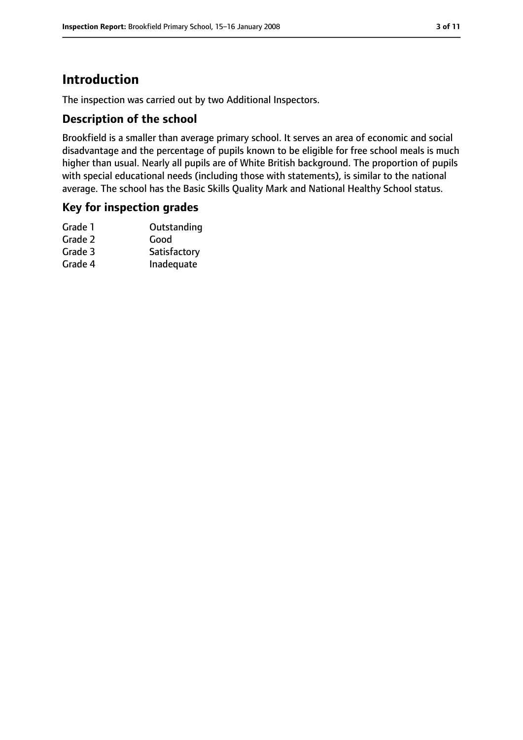# Introduction

The inspection was carried out by two Additional Inspectors.

## Description of the school

Brookfield is a smaller than average primary school. It serves an area of economic and social disadvantage and the percentage of pupils known to be eligible for free school meals is much higher than usual. Nearly all pupils are of White British background. The proportion of pupils with special educational needs (including those with statements), is similar to the national average. The school has the Basic Skills Quality Mark and National Healthy School status.

## Key for inspection grades

| | |
|---|---|
| Grade 1 | Outstanding |
| Grade 2 | Good |
| Grade 3 | Satisfactory |
| Grade 4 | Inadequate |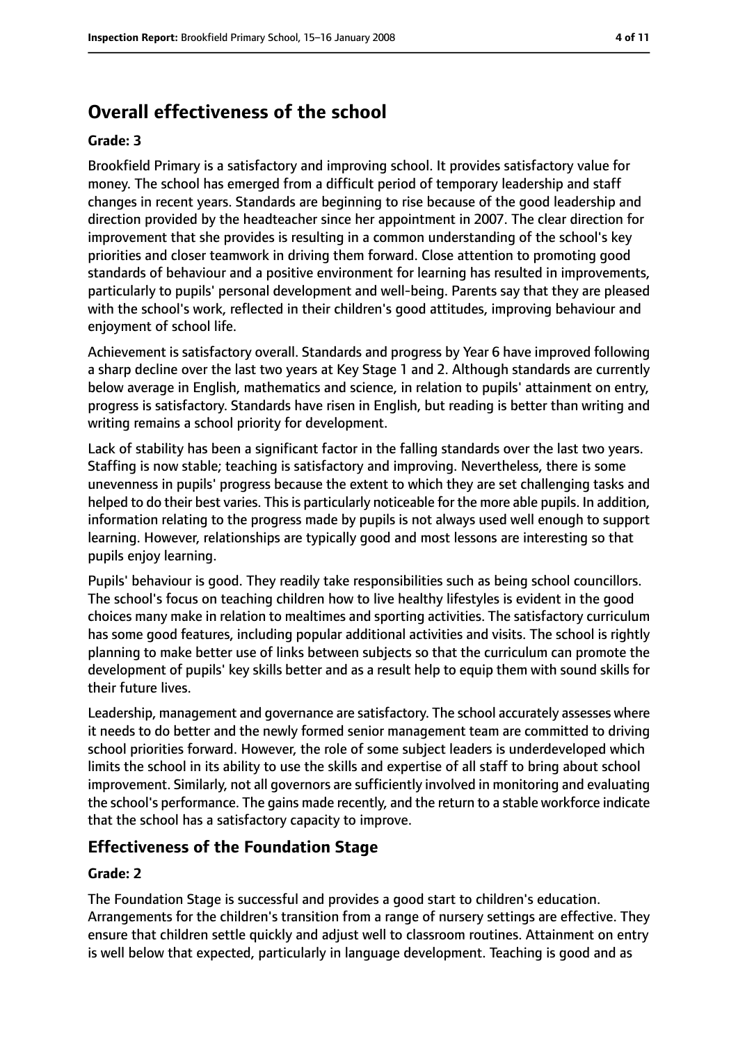## Overall effectiveness of the school

**Grade: 3**

Brookfield Primary is a satisfactory and improving school. It provides satisfactory value for money. The school has emerged from a difficult period of temporary leadership and staff changes in recent years. Standards are beginning to rise because of the good leadership and direction provided by the headteacher since her appointment in 2007. The clear direction for improvement that she provides is resulting in a common understanding of the school's key priorities and closer teamwork in driving them forward. Close attention to promoting good standards of behaviour and a positive environment for learning has resulted in improvements, particularly to pupils' personal development and well-being. Parents say that they are pleased with the school's work, reflected in their children's good attitudes, improving behaviour and enjoyment of school life.

Achievement is satisfactory overall. Standards and progress by Year 6 have improved following a sharp decline over the last two years at Key Stage 1 and 2. Although standards are currently below average in English, mathematics and science, in relation to pupils' attainment on entry, progress is satisfactory. Standards have risen in English, but reading is better than writing and writing remains a school priority for development.

Lack of stability has been a significant factor in the falling standards over the last two years. Staffing is now stable; teaching is satisfactory and improving. Nevertheless, there is some unevenness in pupils' progress because the extent to which they are set challenging tasks and helped to do their best varies. This is particularly noticeable for the more able pupils. In addition, information relating to the progress made by pupils is not always used well enough to support learning. However, relationships are typically good and most lessons are interesting so that pupils enjoy learning.

Pupils' behaviour is good. They readily take responsibilities such as being school councillors. The school's focus on teaching children how to live healthy lifestyles is evident in the good choices many make in relation to mealtimes and sporting activities. The satisfactory curriculum has some good features, including popular additional activities and visits. The school is rightly planning to make better use of links between subjects so that the curriculum can promote the development of pupils' key skills better and as a result help to equip them with sound skills for their future lives.

Leadership, management and governance are satisfactory. The school accurately assesses where it needs to do better and the newly formed senior management team are committed to driving school priorities forward. However, the role of some subject leaders is underdeveloped which limits the school in its ability to use the skills and expertise of all staff to bring about school improvement. Similarly, not all governors are sufficiently involved in monitoring and evaluating the school's performance. The gains made recently, and the return to a stable workforce indicate that the school has a satisfactory capacity to improve.

## Effectiveness of the Foundation Stage

**Grade: 2**

The Foundation Stage is successful and provides a good start to children's education. Arrangements for the children's transition from a range of nursery settings are effective. They ensure that children settle quickly and adjust well to classroom routines. Attainment on entry is well below that expected, particularly in language development. Teaching is good and as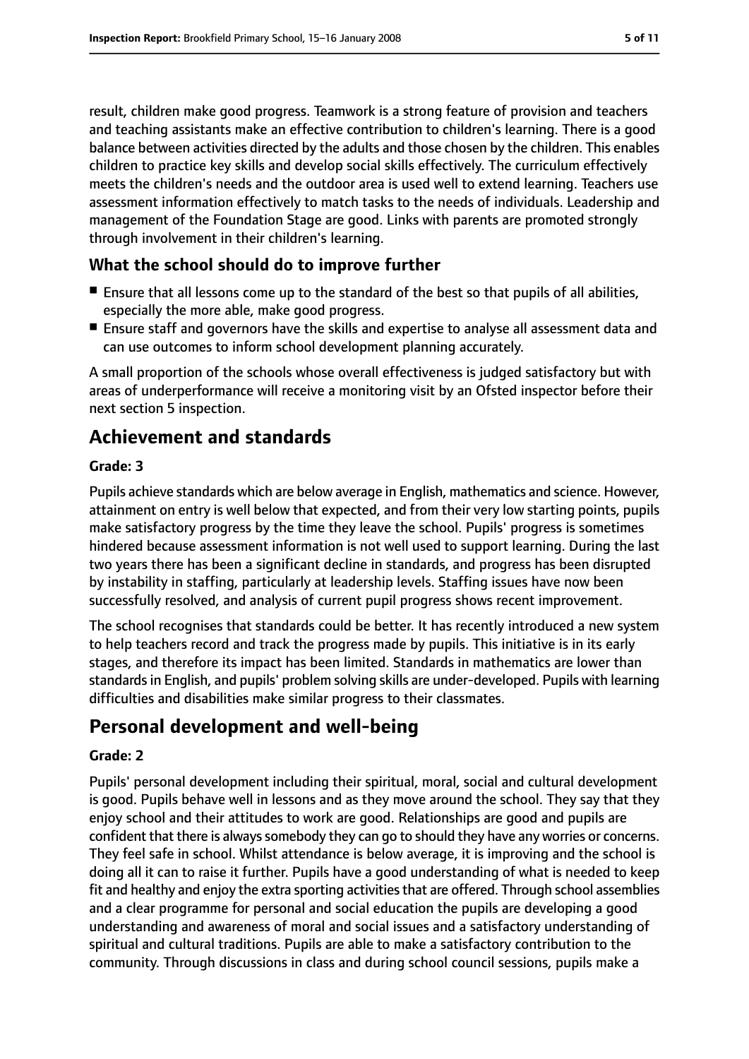result, children make good progress. Teamwork is a strong feature of provision and teachers and teaching assistants make an effective contribution to children's learning. There is a good balance between activities directed by the adults and those chosen by the children. This enables children to practice key skills and develop social skills effectively. The curriculum effectively meets the children's needs and the outdoor area is used well to extend learning. Teachers use assessment information effectively to match tasks to the needs of individuals. Leadership and management of the Foundation Stage are good. Links with parents are promoted strongly through involvement in their children's learning.

### What the school should do to improve further

- Ensure that all lessons come up to the standard of the best so that pupils of all abilities, especially the more able, make good progress.
- Ensure staff and governors have the skills and expertise to analyse all assessment data and can use outcomes to inform school development planning accurately.

A small proportion of the schools whose overall effectiveness is judged satisfactory but with areas of underperformance will receive a monitoring visit by an Ofsted inspector before their next section 5 inspection.

## Achievement and standards

**Grade: 3**

Pupils achieve standards which are below average in English, mathematics and science. However, attainment on entry is well below that expected, and from their very low starting points, pupils make satisfactory progress by the time they leave the school. Pupils' progress is sometimes hindered because assessment information is not well used to support learning. During the last two years there has been a significant decline in standards, and progress has been disrupted by instability in staffing, particularly at leadership levels. Staffing issues have now been successfully resolved, and analysis of current pupil progress shows recent improvement.

The school recognises that standards could be better. It has recently introduced a new system to help teachers record and track the progress made by pupils. This initiative is in its early stages, and therefore its impact has been limited. Standards in mathematics are lower than standards in English, and pupils' problem solving skills are under-developed. Pupils with learning difficulties and disabilities make similar progress to their classmates.

## Personal development and well-being

**Grade: 2**

Pupils' personal development including their spiritual, moral, social and cultural development is good. Pupils behave well in lessons and as they move around the school. They say that they enjoy school and their attitudes to work are good. Relationships are good and pupils are confident that there is always somebody they can go to should they have any worries or concerns. They feel safe in school. Whilst attendance is below average, it is improving and the school is doing all it can to raise it further. Pupils have a good understanding of what is needed to keep fit and healthy and enjoy the extra sporting activities that are offered. Through school assemblies and a clear programme for personal and social education the pupils are developing a good understanding and awareness of moral and social issues and a satisfactory understanding of spiritual and cultural traditions. Pupils are able to make a satisfactory contribution to the community. Through discussions in class and during school council sessions, pupils make a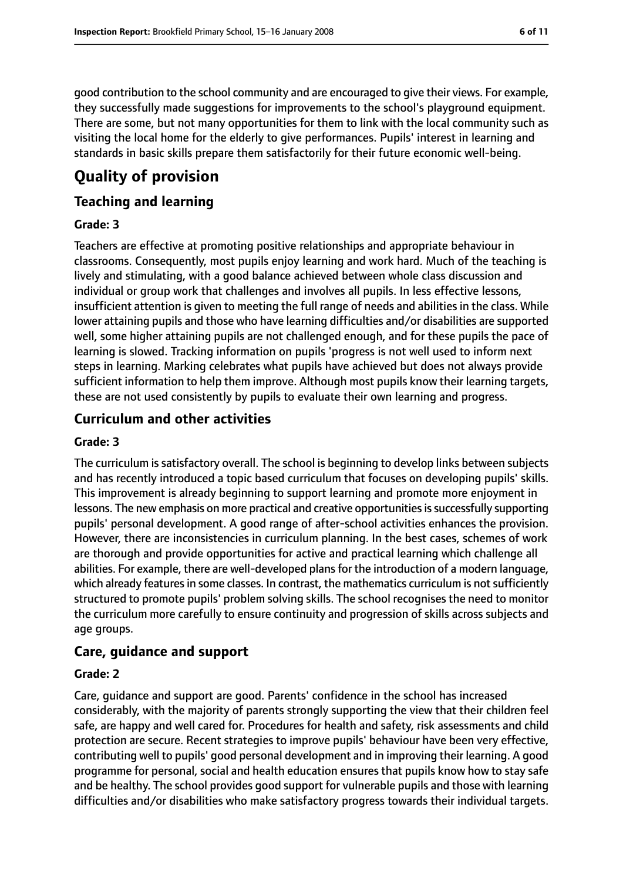good contribution to the school community and are encouraged to give their views. For example, they successfully made suggestions for improvements to the school's playground equipment. There are some, but not many opportunities for them to link with the local community such as visiting the local home for the elderly to give performances. Pupils' interest in learning and standards in basic skills prepare them satisfactorily for their future economic well-being.

# Quality of provision

## Teaching and learning

### Grade: 3

Teachers are effective at promoting positive relationships and appropriate behaviour in classrooms. Consequently, most pupils enjoy learning and work hard. Much of the teaching is lively and stimulating, with a good balance achieved between whole class discussion and individual or group work that challenges and involves all pupils. In less effective lessons, insufficient attention is given to meeting the full range of needs and abilities in the class. While lower attaining pupils and those who have learning difficulties and/or disabilities are supported well, some higher attaining pupils are not challenged enough, and for these pupils the pace of learning is slowed. Tracking information on pupils 'progress is not well used to inform next steps in learning. Marking celebrates what pupils have achieved but does not always provide sufficient information to help them improve. Although most pupils know their learning targets, these are not used consistently by pupils to evaluate their own learning and progress.

## Curriculum and other activities

### Grade: 3

The curriculum is satisfactory overall. The school is beginning to develop links between subjects and has recently introduced a topic based curriculum that focuses on developing pupils' skills. This improvement is already beginning to support learning and promote more enjoyment in lessons. The new emphasis on more practical and creative opportunities is successfully supporting pupils' personal development. A good range of after-school activities enhances the provision. However, there are inconsistencies in curriculum planning. In the best cases, schemes of work are thorough and provide opportunities for active and practical learning which challenge all abilities. For example, there are well-developed plans for the introduction of a modern language, which already features in some classes. In contrast, the mathematics curriculum is not sufficiently structured to promote pupils' problem solving skills. The school recognises the need to monitor the curriculum more carefully to ensure continuity and progression of skills across subjects and age groups.

## Care, guidance and support

### Grade: 2

Care, guidance and support are good. Parents' confidence in the school has increased considerably, with the majority of parents strongly supporting the view that their children feel safe, are happy and well cared for. Procedures for health and safety, risk assessments and child protection are secure. Recent strategies to improve pupils' behaviour have been very effective, contributing well to pupils' good personal development and in improving their learning. A good programme for personal, social and health education ensures that pupils know how to stay safe and be healthy. The school provides good support for vulnerable pupils and those with learning difficulties and/or disabilities who make satisfactory progress towards their individual targets.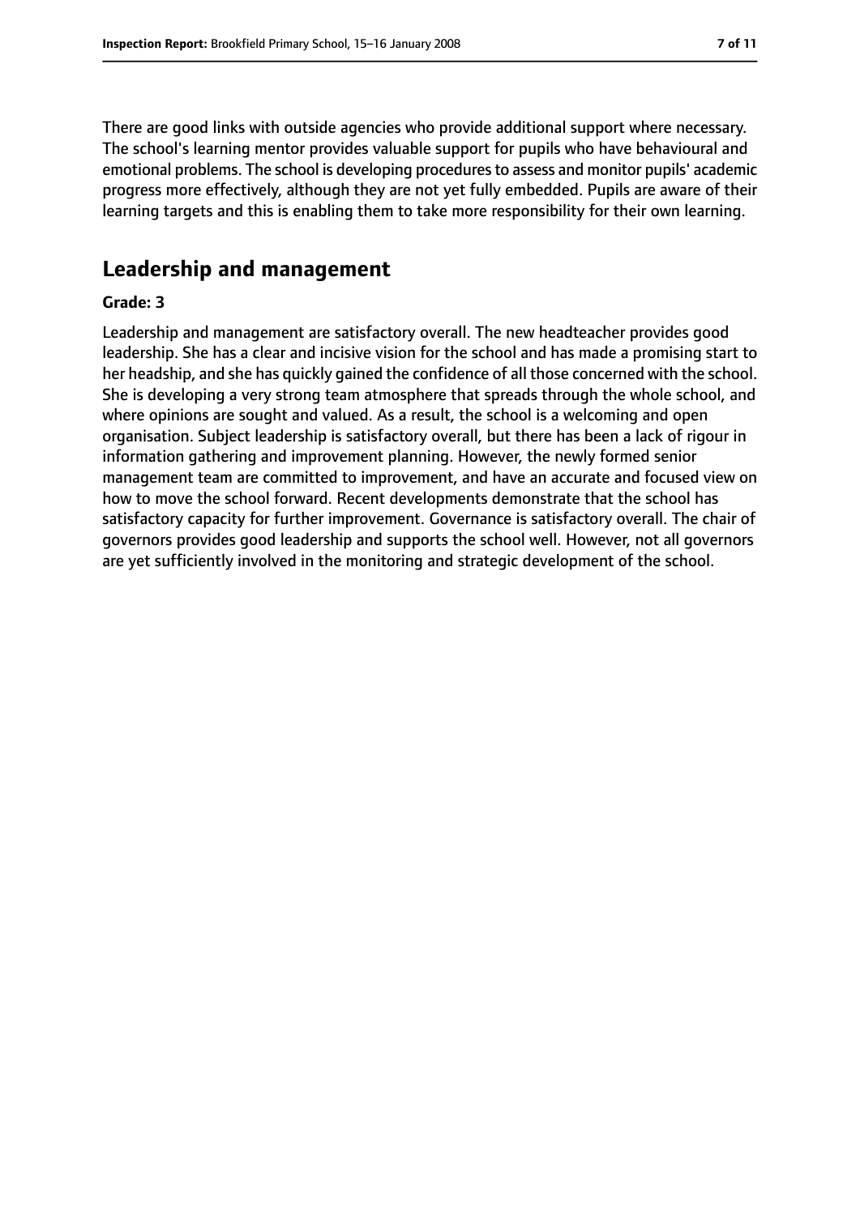There are good links with outside agencies who provide additional support where necessary. The school's learning mentor provides valuable support for pupils who have behavioural and emotional problems. The school is developing procedures to assess and monitor pupils' academic progress more effectively, although they are not yet fully embedded. Pupils are aware of their learning targets and this is enabling them to take more responsibility for their own learning.

## Leadership and management

#### Grade: 3

Leadership and management are satisfactory overall. The new headteacher provides good leadership. She has a clear and incisive vision for the school and has made a promising start to her headship, and she has quickly gained the confidence of all those concerned with the school. She is developing a very strong team atmosphere that spreads through the whole school, and where opinions are sought and valued. As a result, the school is a welcoming and open organisation. Subject leadership is satisfactory overall, but there has been a lack of rigour in information gathering and improvement planning. However, the newly formed senior management team are committed to improvement, and have an accurate and focused view on how to move the school forward. Recent developments demonstrate that the school has satisfactory capacity for further improvement. Governance is satisfactory overall. The chair of governors provides good leadership and supports the school well. However, not all governors are yet sufficiently involved in the monitoring and strategic development of the school.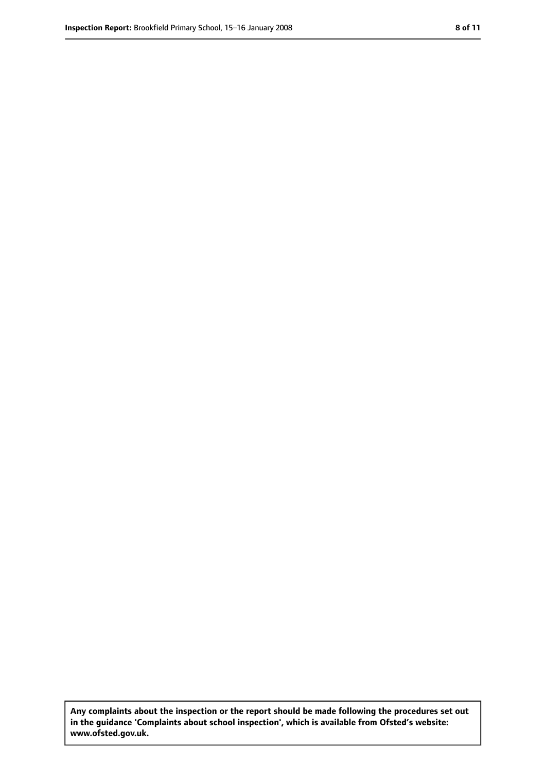**Any complaints about the inspection or the report should be made following the procedures set out in the guidance 'Complaints about school inspection', which is available from Ofsted's website: www.ofsted.gov.uk.**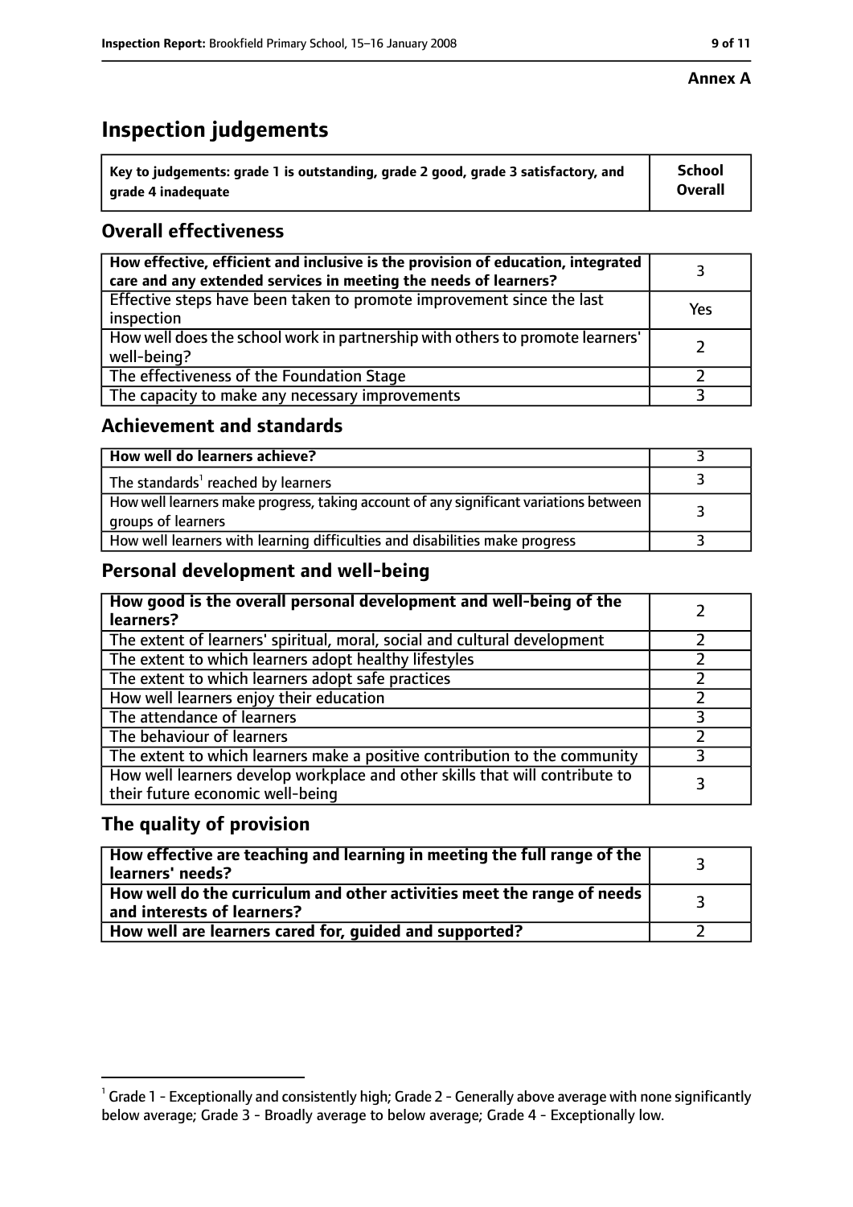**Annex A**

# Inspection judgements

| Key to judgements: grade 1 is outstanding, grade 2 good, grade 3 satisfactory, and grade 4 inadequate | School Overall |
| --- | --- |

## Overall effectiveness

| | |
| --- | --- |
| How effective, efficient and inclusive is the provision of education, integrated care and any extended services in meeting the needs of learners? | 3 |
| Effective steps have been taken to promote improvement since the last inspection | Yes |
| How well does the school work in partnership with others to promote learners' well-being? | 2 |
| The effectiveness of the Foundation Stage | 2 |
| The capacity to make any necessary improvements | 3 |

## Achievement and standards

| | |
| --- | --- |
| **How well do learners achieve?** | 3 |
| The standards[1] reached by learners | 3 |
| How well learners make progress, taking account of any significant variations between groups of learners | 3 |
| How well learners with learning difficulties and disabilities make progress | 3 |

## Personal development and well-being

| | |
| --- | --- |
| **How good is the overall personal development and well-being of the learners?** | 2 |
| The extent of learners' spiritual, moral, social and cultural development | 2 |
| The extent to which learners adopt healthy lifestyles | 2 |
| The extent to which learners adopt safe practices | 2 |
| How well learners enjoy their education | 2 |
| The attendance of learners | 3 |
| The behaviour of learners | 2 |
| The extent to which learners make a positive contribution to the community | 3 |
| How well learners develop workplace and other skills that will contribute to their future economic well-being | 3 |

## The quality of provision

| | |
| --- | --- |
| **How effective are teaching and learning in meeting the full range of the learners' needs?** | 3 |
| **How well do the curriculum and other activities meet the range of needs and interests of learners?** | 3 |
| **How well are learners cared for, guided and supported?** | 2 |

[1] Grade 1 - Exceptionally and consistently high; Grade 2 - Generally above average with none significantly below average; Grade 3 - Broadly average to below average; Grade 4 - Exceptionally low.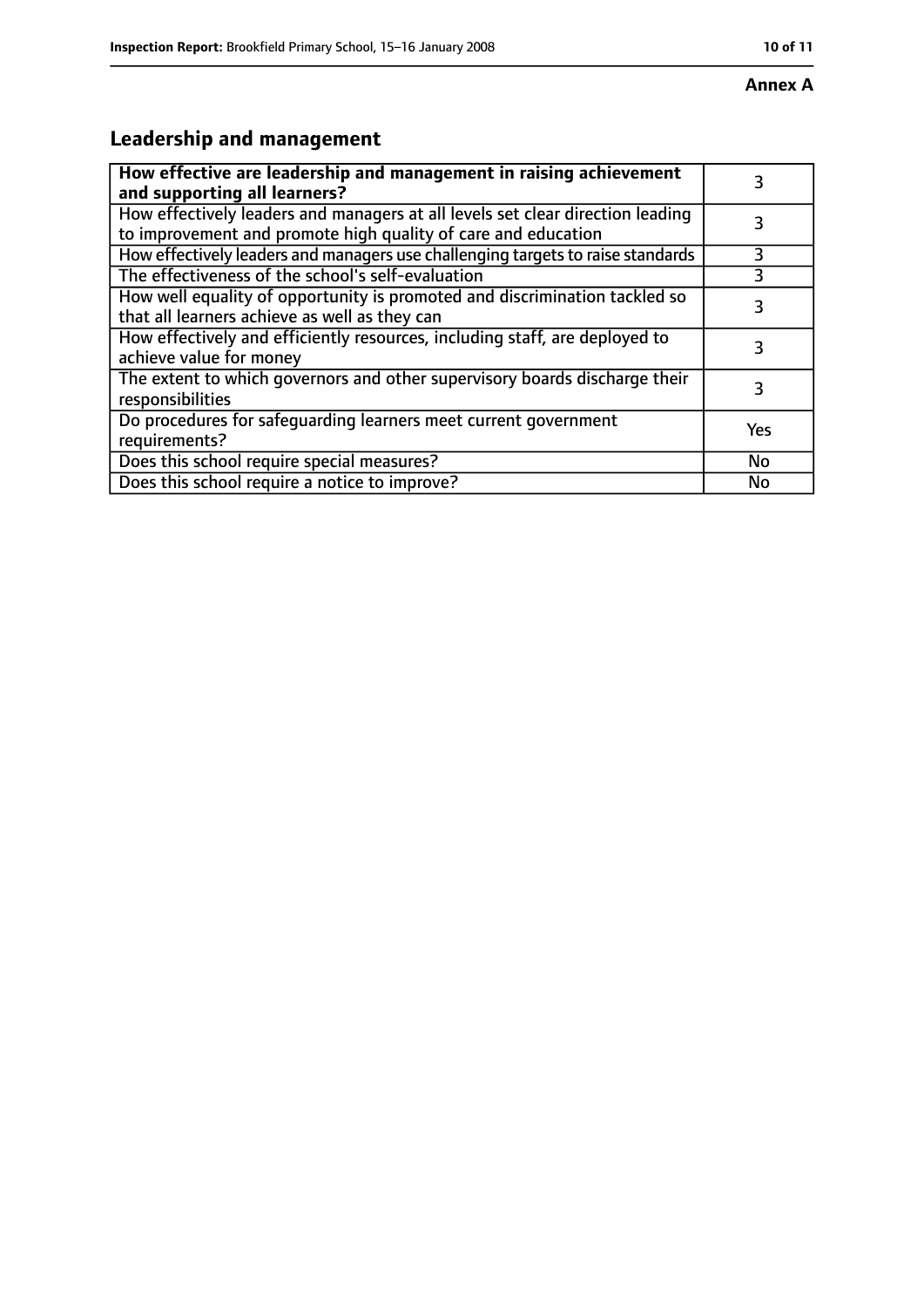**Annex A**

## Leadership and management

| **How effective are leadership and management in raising achievement and supporting all learners?** | 3 |
| --- | --- |
| How effectively leaders and managers at all levels set clear direction leading to improvement and promote high quality of care and education | 3 |
| How effectively leaders and managers use challenging targets to raise standards | 3 |
| The effectiveness of the school's self-evaluation | 3 |
| How well equality of opportunity is promoted and discrimination tackled so that all learners achieve as well as they can | 3 |
| How effectively and efficiently resources, including staff, are deployed to achieve value for money | 3 |
| The extent to which governors and other supervisory boards discharge their responsibilities | 3 |
| Do procedures for safeguarding learners meet current government requirements? | Yes |
| Does this school require special measures? | No |
| Does this school require a notice to improve? | No |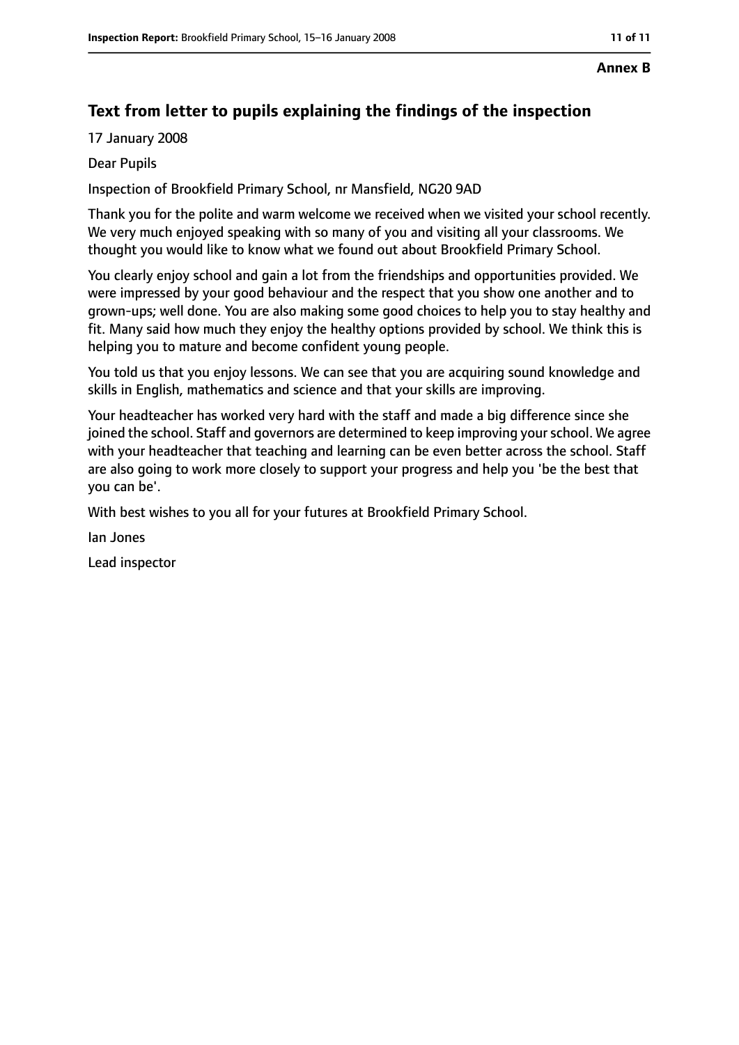**Annex B**

## Text from letter to pupils explaining the findings of the inspection

17 January 2008

Dear Pupils

Inspection of Brookfield Primary School, nr Mansfield, NG20 9AD

Thank you for the polite and warm welcome we received when we visited your school recently. We very much enjoyed speaking with so many of you and visiting all your classrooms. We thought you would like to know what we found out about Brookfield Primary School.

You clearly enjoy school and gain a lot from the friendships and opportunities provided. We were impressed by your good behaviour and the respect that you show one another and to grown-ups; well done. You are also making some good choices to help you to stay healthy and fit. Many said how much they enjoy the healthy options provided by school. We think this is helping you to mature and become confident young people.

You told us that you enjoy lessons. We can see that you are acquiring sound knowledge and skills in English, mathematics and science and that your skills are improving.

Your headteacher has worked very hard with the staff and made a big difference since she joined the school. Staff and governors are determined to keep improving your school. We agree with your headteacher that teaching and learning can be even better across the school. Staff are also going to work more closely to support your progress and help you 'be the best that you can be'.

With best wishes to you all for your futures at Brookfield Primary School.

Ian Jones

Lead inspector